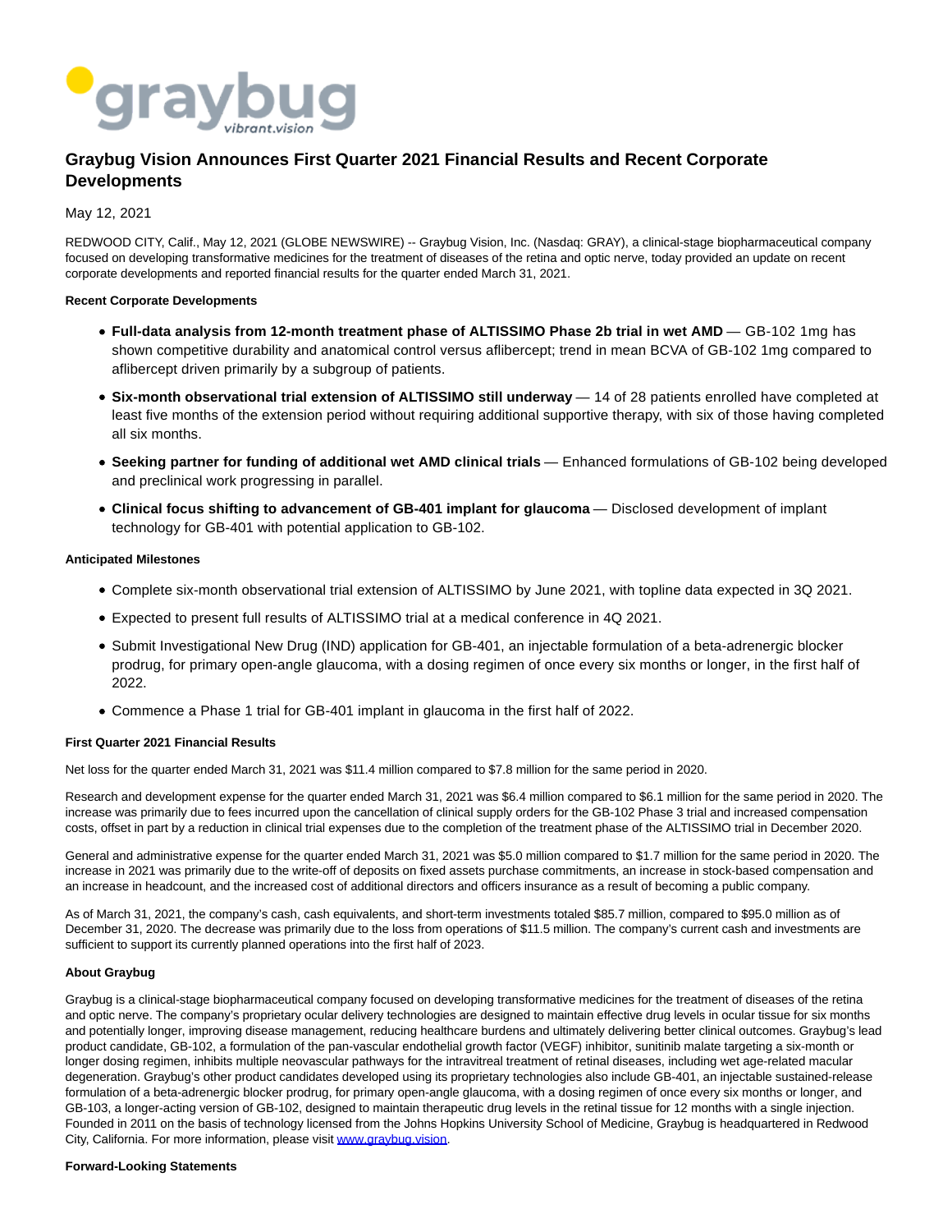# Graybug Vision Announces First Quarter 2021 Financial Results and Recent Corporate Developments

May 12, 2021

REDWOOD CITY, Calif., May 12, 2021 (GLOBE NEWSWIRE) -- Graybug Vision, Inc. (Nasdaq: GRAY), a clinical-stage biopharmaceutical company focused on developing transformative medicines for the treatment of diseases of the retina and optic nerve, today provided an update on recent corporate developments and reported financial results for the quarter ended March 31, 2021.

**Recent Corporate Developments**

- **Full-data analysis from 12-month treatment phase of ALTISSIMO Phase 2b trial in wet AMD** — GB-102 1mg has shown competitive durability and anatomical control versus aflibercept; trend in mean BCVA of GB-102 1mg compared to aflibercept driven primarily by a subgroup of patients.
- **Six-month observational trial extension of ALTISSIMO still underway** — 14 of 28 patients enrolled have completed at least five months of the extension period without requiring additional supportive therapy, with six of those having completed all six months.
- **Seeking partner for funding of additional wet AMD clinical trials** — Enhanced formulations of GB-102 being developed and preclinical work progressing in parallel.
- **Clinical focus shifting to advancement of GB-401 implant for glaucoma** — Disclosed development of implant technology for GB-401 with potential application to GB-102.

**Anticipated Milestones**

- Complete six-month observational trial extension of ALTISSIMO by June 2021, with topline data expected in 3Q 2021.
- Expected to present full results of ALTISSIMO trial at a medical conference in 4Q 2021.
- Submit Investigational New Drug (IND) application for GB-401, an injectable formulation of a beta-adrenergic blocker prodrug, for primary open-angle glaucoma, with a dosing regimen of once every six months or longer, in the first half of 2022.
- Commence a Phase 1 trial for GB-401 implant in glaucoma in the first half of 2022.

**First Quarter 2021 Financial Results**

Net loss for the quarter ended March 31, 2021 was $11.4 million compared to $7.8 million for the same period in 2020.

Research and development expense for the quarter ended March 31, 2021 was $6.4 million compared to $6.1 million for the same period in 2020. The increase was primarily due to fees incurred upon the cancellation of clinical supply orders for the GB-102 Phase 3 trial and increased compensation costs, offset in part by a reduction in clinical trial expenses due to the completion of the treatment phase of the ALTISSIMO trial in December 2020.

General and administrative expense for the quarter ended March 31, 2021 was $5.0 million compared to $1.7 million for the same period in 2020. The increase in 2021 was primarily due to the write-off of deposits on fixed assets purchase commitments, an increase in stock-based compensation and an increase in headcount, and the increased cost of additional directors and officers insurance as a result of becoming a public company.

As of March 31, 2021, the company's cash, cash equivalents, and short-term investments totaled $85.7 million, compared to $95.0 million as of December 31, 2020. The decrease was primarily due to the loss from operations of $11.5 million. The company's current cash and investments are sufficient to support its currently planned operations into the first half of 2023.

**About Graybug**

Graybug is a clinical-stage biopharmaceutical company focused on developing transformative medicines for the treatment of diseases of the retina and optic nerve. The company's proprietary ocular delivery technologies are designed to maintain effective drug levels in ocular tissue for six months and potentially longer, improving disease management, reducing healthcare burdens and ultimately delivering better clinical outcomes. Graybug's lead product candidate, GB-102, a formulation of the pan-vascular endothelial growth factor (VEGF) inhibitor, sunitinib malate targeting a six-month or longer dosing regimen, inhibits multiple neovascular pathways for the intravitreal treatment of retinal diseases, including wet age-related macular degeneration. Graybug's other product candidates developed using its proprietary technologies also include GB-401, an injectable sustained-release formulation of a beta-adrenergic blocker prodrug, for primary open-angle glaucoma, with a dosing regimen of once every six months or longer, and GB-103, a longer-acting version of GB-102, designed to maintain therapeutic drug levels in the retinal tissue for 12 months with a single injection. Founded in 2011 on the basis of technology licensed from the Johns Hopkins University School of Medicine, Graybug is headquartered in Redwood City, California. For more information, please visit www.graybug.vision.

**Forward-Looking Statements**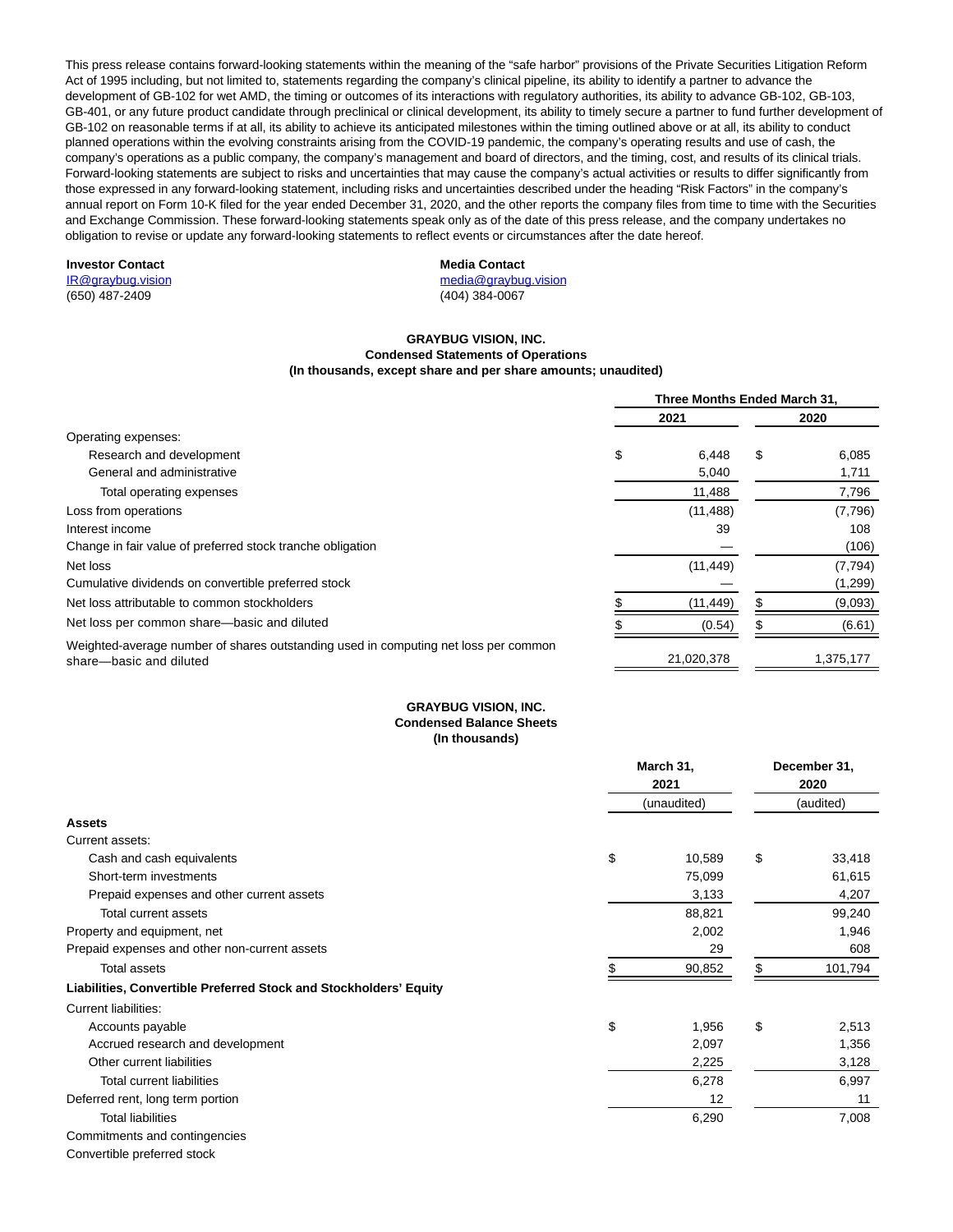This press release contains forward-looking statements within the meaning of the "safe harbor" provisions of the Private Securities Litigation Reform Act of 1995 including, but not limited to, statements regarding the company's clinical pipeline, its ability to identify a partner to advance the development of GB-102 for wet AMD, the timing or outcomes of its interactions with regulatory authorities, its ability to advance GB-102, GB-103, GB-401, or any future product candidate through preclinical or clinical development, its ability to timely secure a partner to fund further development of GB-102 on reasonable terms if at all, its ability to achieve its anticipated milestones within the timing outlined above or at all, its ability to conduct planned operations within the evolving constraints arising from the COVID-19 pandemic, the company's operating results and use of cash, the company's operations as a public company, the company's management and board of directors, and the timing, cost, and results of its clinical trials. Forward-looking statements are subject to risks and uncertainties that may cause the company's actual activities or results to differ significantly from those expressed in any forward-looking statement, including risks and uncertainties described under the heading "Risk Factors" in the company's annual report on Form 10-K filed for the year ended December 31, 2020, and the other reports the company files from time to time with the Securities and Exchange Commission. These forward-looking statements speak only as of the date of this press release, and the company undertakes no obligation to revise or update any forward-looking statements to reflect events or circumstances after the date hereof.

**Investor Contact**
IR@graybug.vision
(650) 487-2409

**Media Contact**
media@graybug.vision
(404) 384-0067

**GRAYBUG VISION, INC.**
**Condensed Statements of Operations**
**(In thousands, except share and per share amounts; unaudited)**

| | Three Months Ended March 31, | |
|---|---|---|
| | 2021 | 2020 |
| Operating expenses: | | |
| Research and development | $ 6,448 | $ 6,085 |
| General and administrative | 5,040 | 1,711 |
| Total operating expenses | 11,488 | 7,796 |
| Loss from operations | (11,488) | (7,796) |
| Interest income | 39 | 108 |
| Change in fair value of preferred stock tranche obligation | — | (106) |
| Net loss | (11,449) | (7,794) |
| Cumulative dividends on convertible preferred stock | — | (1,299) |
| Net loss attributable to common stockholders | $ (11,449) | $ (9,093) |
| Net loss per common share—basic and diluted | $ (0.54) | $ (6.61) |
| Weighted-average number of shares outstanding used in computing net loss per common share—basic and diluted | 21,020,378 | 1,375,177 |

**GRAYBUG VISION, INC.**
**Condensed Balance Sheets**
**(In thousands)**

| | March 31, 2021 | December 31, 2020 |
|---|---|---|
| | (unaudited) | (audited) |
| **Assets** | | |
| Current assets: | | |
| Cash and cash equivalents | $ 10,589 | $ 33,418 |
| Short-term investments | 75,099 | 61,615 |
| Prepaid expenses and other current assets | 3,133 | 4,207 |
| Total current assets | 88,821 | 99,240 |
| Property and equipment, net | 2,002 | 1,946 |
| Prepaid expenses and other non-current assets | 29 | 608 |
| Total assets | $ 90,852 | $ 101,794 |
| **Liabilities, Convertible Preferred Stock and Stockholders' Equity** | | |
| Current liabilities: | | |
| Accounts payable | $ 1,956 | $ 2,513 |
| Accrued research and development | 2,097 | 1,356 |
| Other current liabilities | 2,225 | 3,128 |
| Total current liabilities | 6,278 | 6,997 |
| Deferred rent, long term portion | 12 | 11 |
| Total liabilities | 6,290 | 7,008 |
| Commitments and contingencies | | |
| Convertible preferred stock | | |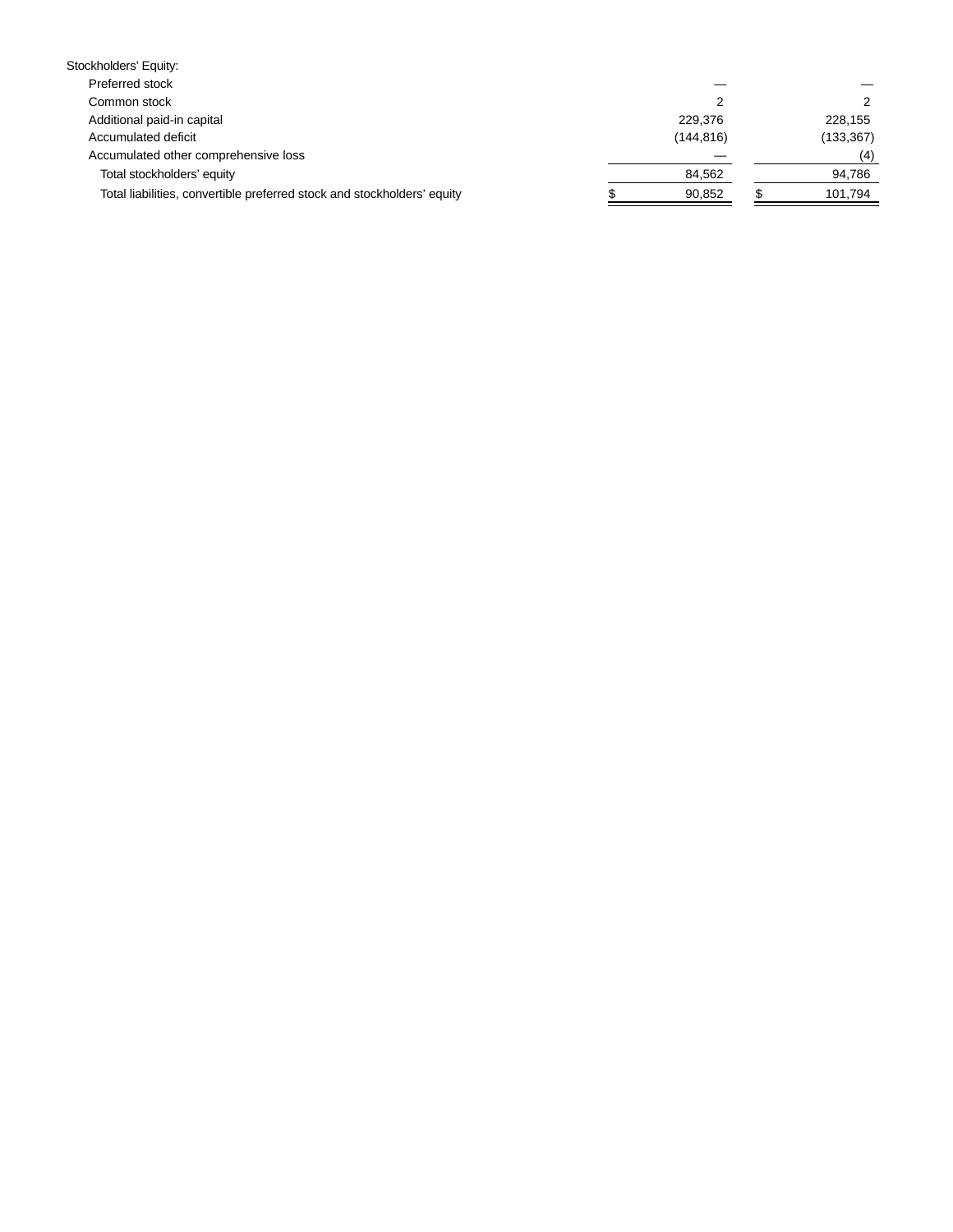| | | |
|---|---|---|
| Stockholders' Equity: | | |
| Preferred stock | — | — |
| Common stock | 2 | 2 |
| Additional paid-in capital | 229,376 | 228,155 |
| Accumulated deficit | (144,816) | (133,367) |
| Accumulated other comprehensive loss | — | (4) |
| Total stockholders' equity | 84,562 | 94,786 |
| Total liabilities, convertible preferred stock and stockholders' equity | $ 90,852 | $ 101,794 |